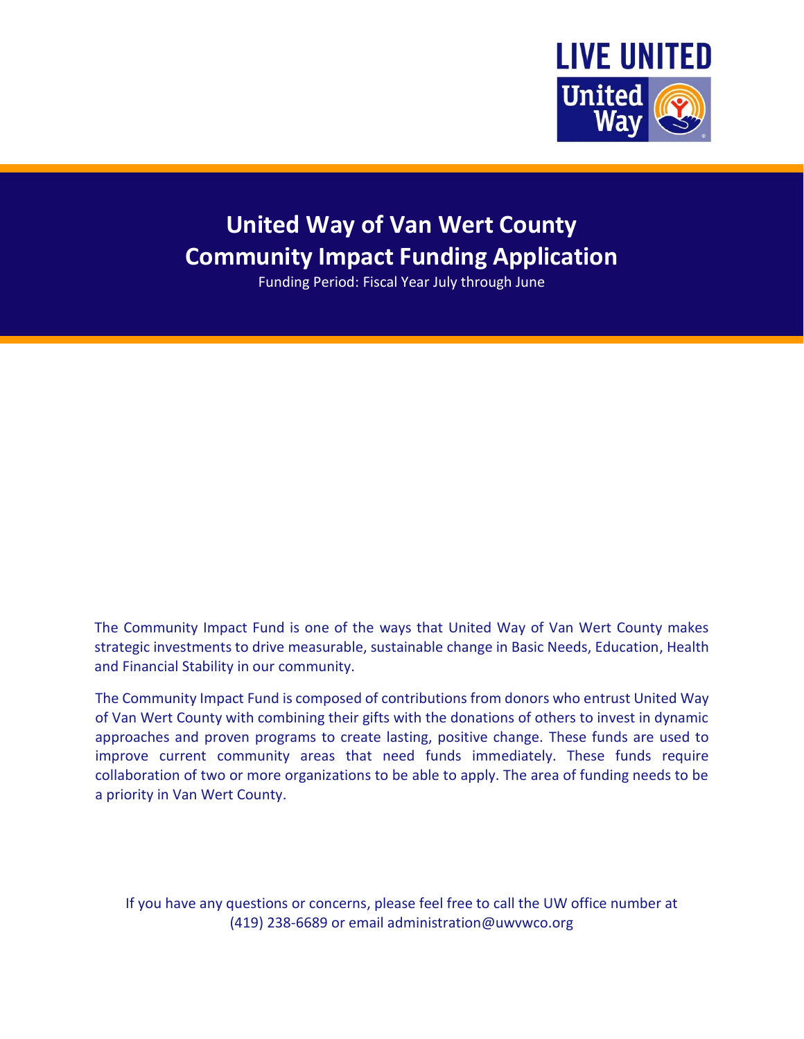LIVE UNITED

# United Way of Van Wert County
# Community Impact Funding Application

Funding Period: Fiscal Year July through June

The Community Impact Fund is one of the ways that United Way of Van Wert County makes strategic investments to drive measurable, sustainable change in Basic Needs, Education, Health and Financial Stability in our community.

The Community Impact Fund is composed of contributions from donors who entrust United Way of Van Wert County with combining their gifts with the donations of others to invest in dynamic approaches and proven programs to create lasting, positive change. These funds are used to improve current community areas that need funds immediately. These funds require collaboration of two or more organizations to be able to apply. The area of funding needs to be a priority in Van Wert County.

If you have any questions or concerns, please feel free to call the UW office number at (419) 238-6689 or email administration@uwvwco.org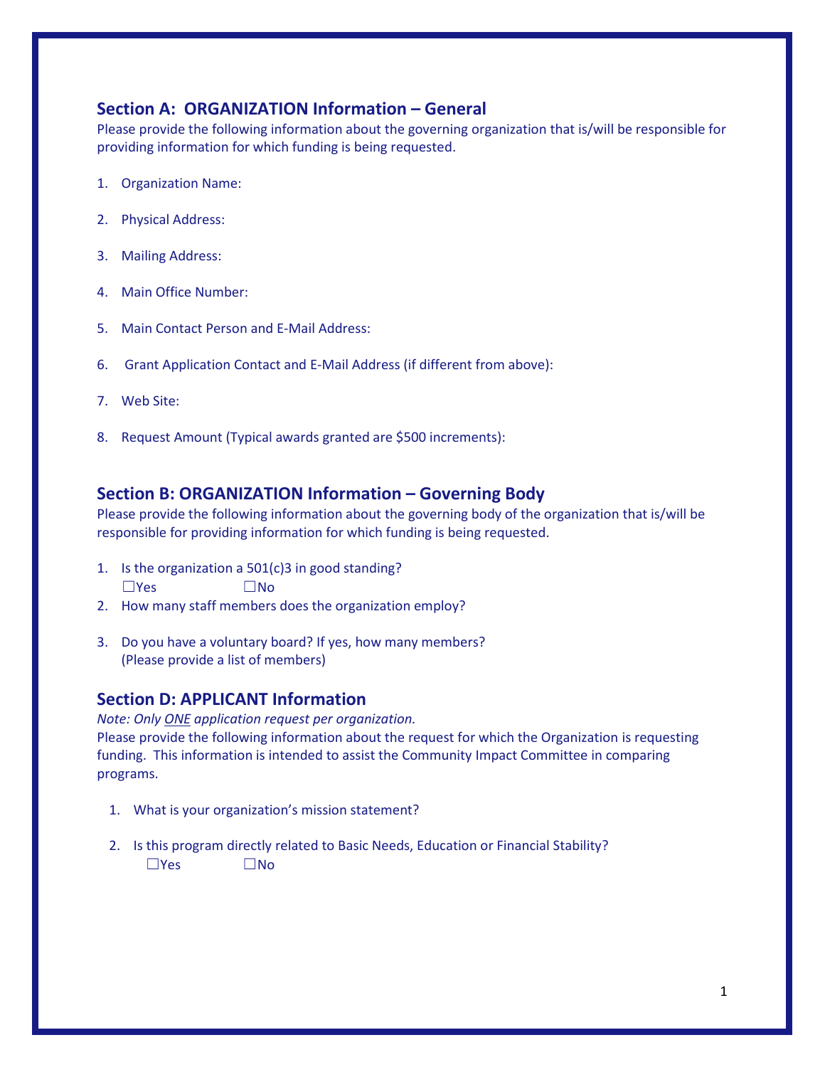## Section A: ORGANIZATION Information – General

Please provide the following information about the governing organization that is/will be responsible for providing information for which funding is being requested.

1. Organization Name:
2. Physical Address:
3. Mailing Address:
4. Main Office Number:
5. Main Contact Person and E-Mail Address:
6. Grant Application Contact and E-Mail Address (if different from above):
7. Web Site:
8. Request Amount (Typical awards granted are $500 increments):

## Section B: ORGANIZATION Information – Governing Body

Please provide the following information about the governing body of the organization that is/will be responsible for providing information for which funding is being requested.

1. Is the organization a 501(c)3 in good standing?
   ☐Yes ☐No
2. How many staff members does the organization employ?
3. Do you have a voluntary board? If yes, how many members?
   (Please provide a list of members)

## Section D: APPLICANT Information

*Note: Only ONE application request per organization.*

Please provide the following information about the request for which the Organization is requesting funding. This information is intended to assist the Community Impact Committee in comparing programs.

1. What is your organization's mission statement?
2. Is this program directly related to Basic Needs, Education or Financial Stability?
   ☐Yes ☐No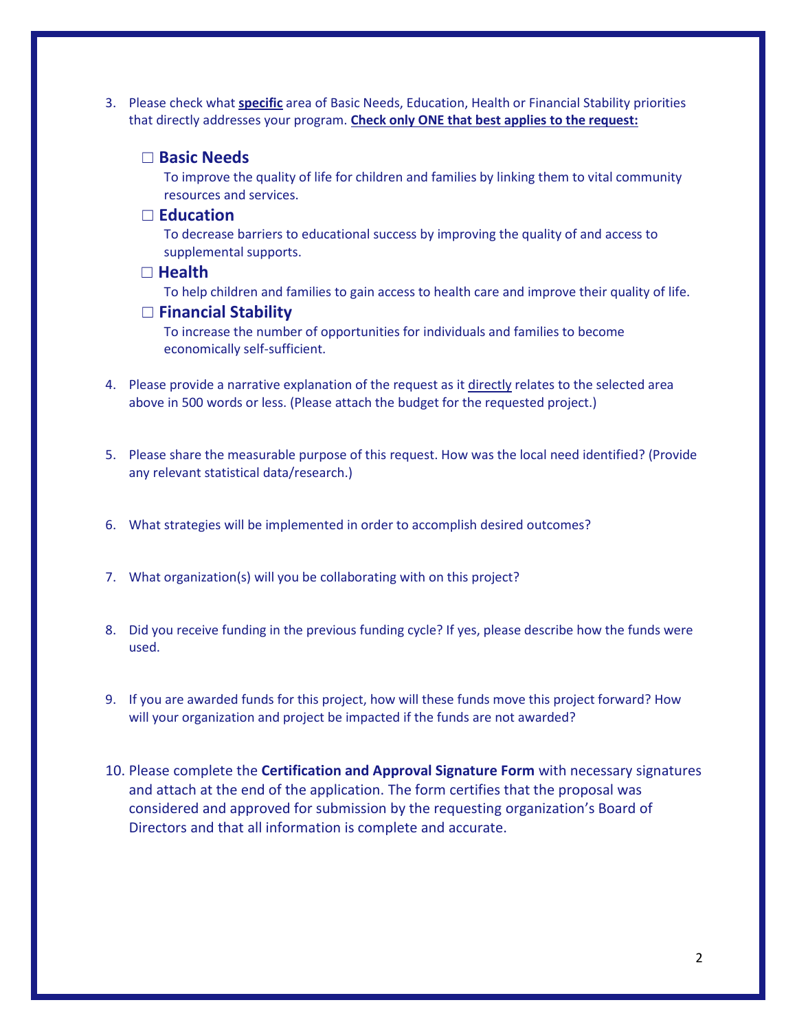3. Please check what **specific** area of Basic Needs, Education, Health or Financial Stability priorities that directly addresses your program. **Check only ONE that best applies to the request:**

   ☐ **Basic Needs**
   To improve the quality of life for children and families by linking them to vital community resources and services.

   ☐ **Education**
   To decrease barriers to educational success by improving the quality of and access to supplemental supports.

   ☐ **Health**
   To help children and families to gain access to health care and improve their quality of life.

   ☐ **Financial Stability**
   To increase the number of opportunities for individuals and families to become economically self-sufficient.

4. Please provide a narrative explanation of the request as it directly relates to the selected area above in 500 words or less. (Please attach the budget for the requested project.)

5. Please share the measurable purpose of this request. How was the local need identified? (Provide any relevant statistical data/research.)

6. What strategies will be implemented in order to accomplish desired outcomes?

7. What organization(s) will you be collaborating with on this project?

8. Did you receive funding in the previous funding cycle? If yes, please describe how the funds were used.

9. If you are awarded funds for this project, how will these funds move this project forward? How will your organization and project be impacted if the funds are not awarded?

10. Please complete the **Certification and Approval Signature Form** with necessary signatures and attach at the end of the application. The form certifies that the proposal was considered and approved for submission by the requesting organization's Board of Directors and that all information is complete and accurate.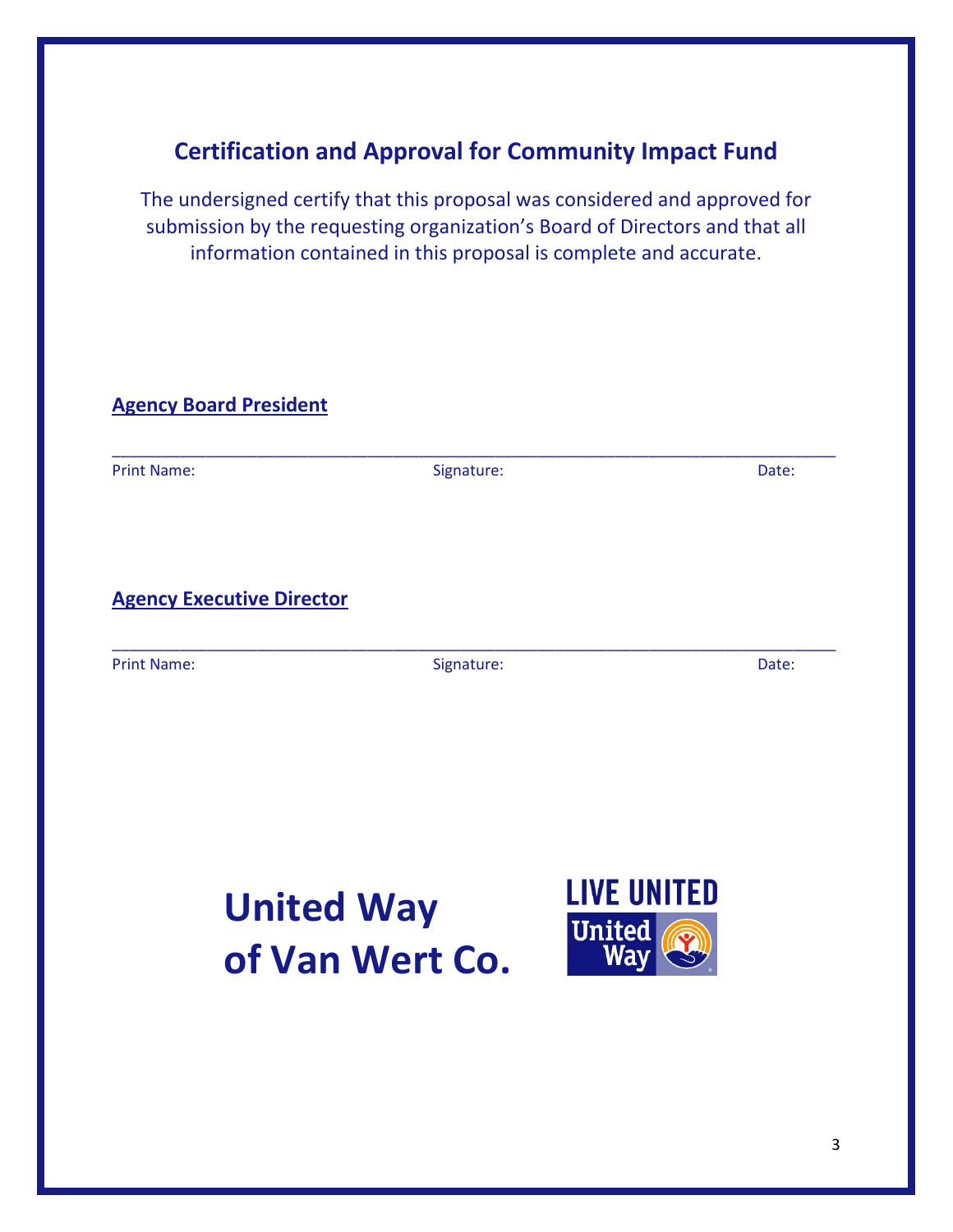## Certification and Approval for Community Impact Fund

The undersigned certify that this proposal was considered and approved for submission by the requesting organization's Board of Directors and that all information contained in this proposal is complete and accurate.

**Agency Board President**

___________________________________________________________________________

Print Name: Signature: Date:

**Agency Executive Director**

___________________________________________________________________________

Print Name: Signature: Date:

**United Way of Van Wert Co.**

LIVE UNITED

United Way